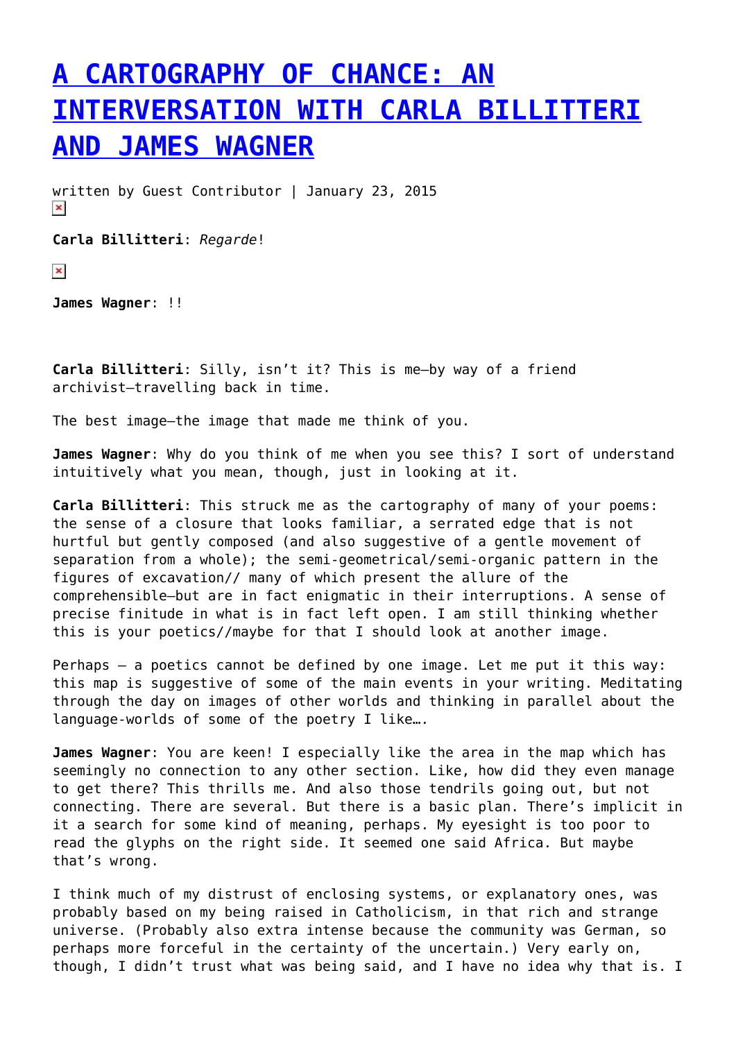# [A CARTOGRAPHY OF CHANCE: AN INTERVERSATION WITH CARLA BILLITTERI AND JAMES WAGNER]()

written by Guest Contributor | January 23, 2015

**Carla Billitteri**: *Regarde*!

**James Wagner**: !!

**Carla Billitteri**: Silly, isn't it? This is me—by way of a friend archivist—travelling back in time.

The best image—the image that made me think of you.

**James Wagner**: Why do you think of me when you see this? I sort of understand intuitively what you mean, though, just in looking at it.

**Carla Billitteri**: This struck me as the cartography of many of your poems: the sense of a closure that looks familiar, a serrated edge that is not hurtful but gently composed (and also suggestive of a gentle movement of separation from a whole); the semi-geometrical/semi-organic pattern in the figures of excavation// many of which present the allure of the comprehensible—but are in fact enigmatic in their interruptions. A sense of precise finitude in what is in fact left open. I am still thinking whether this is your poetics//maybe for that I should look at another image.

Perhaps – a poetics cannot be defined by one image. Let me put it this way: this map is suggestive of some of the main events in your writing. Meditating through the day on images of other worlds and thinking in parallel about the language-worlds of some of the poetry I like….

**James Wagner**: You are keen! I especially like the area in the map which has seemingly no connection to any other section. Like, how did they even manage to get there? This thrills me. And also those tendrils going out, but not connecting. There are several. But there is a basic plan. There's implicit in it a search for some kind of meaning, perhaps. My eyesight is too poor to read the glyphs on the right side. It seemed one said Africa. But maybe that's wrong.

I think much of my distrust of enclosing systems, or explanatory ones, was probably based on my being raised in Catholicism, in that rich and strange universe. (Probably also extra intense because the community was German, so perhaps more forceful in the certainty of the uncertain.) Very early on, though, I didn't trust what was being said, and I have no idea why that is. I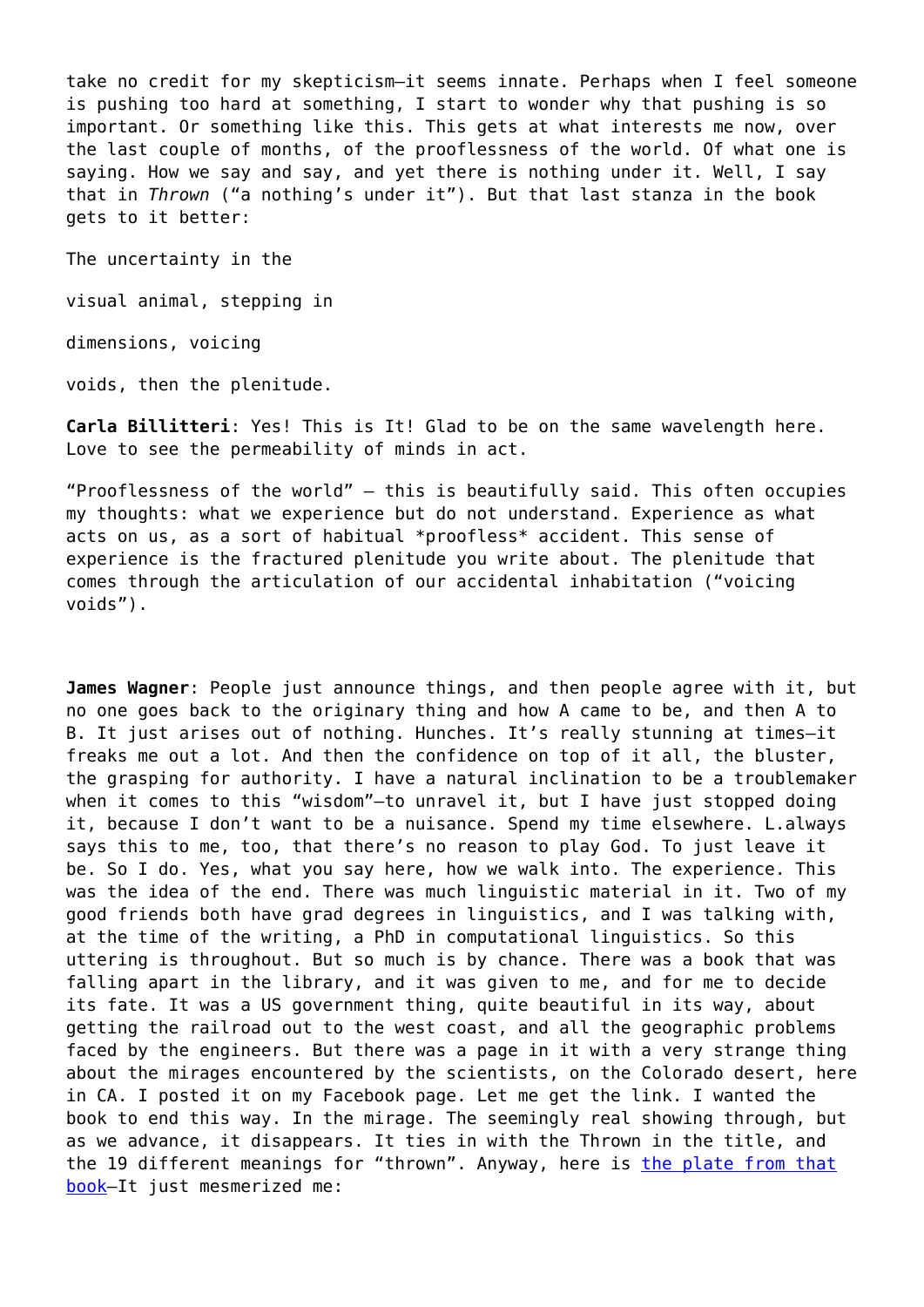take no credit for my skepticism—it seems innate. Perhaps when I feel someone is pushing too hard at something, I start to wonder why that pushing is so important. Or something like this. This gets at what interests me now, over the last couple of months, of the prooflessness of the world. Of what one is saying. How we say and say, and yet there is nothing under it. Well, I say that in *Thrown* ("a nothing's under it"). But that last stanza in the book gets to it better:

The uncertainty in the

visual animal, stepping in

dimensions, voicing

voids, then the plenitude.

**Carla Billitteri**: Yes! This is It! Glad to be on the same wavelength here. Love to see the permeability of minds in act.

"Prooflessness of the world" – this is beautifully said. This often occupies my thoughts: what we experience but do not understand. Experience as what acts on us, as a sort of habitual *proofless* accident. This sense of experience is the fractured plenitude you write about. The plenitude that comes through the articulation of our accidental inhabitation ("voicing voids").

**James Wagner**: People just announce things, and then people agree with it, but no one goes back to the originary thing and how A came to be, and then A to B. It just arises out of nothing. Hunches. It's really stunning at times—it freaks me out a lot. And then the confidence on top of it all, the bluster, the grasping for authority. I have a natural inclination to be a troublemaker when it comes to this "wisdom"—to unravel it, but I have just stopped doing it, because I don't want to be a nuisance. Spend my time elsewhere. L.always says this to me, too, that there's no reason to play God. To just leave it be. So I do. Yes, what you say here, how we walk into. The experience. This was the idea of the end. There was much linguistic material in it. Two of my good friends both have grad degrees in linguistics, and I was talking with, at the time of the writing, a PhD in computational linguistics. So this uttering is throughout. But so much is by chance. There was a book that was falling apart in the library, and it was given to me, and for me to decide its fate. It was a US government thing, quite beautiful in its way, about getting the railroad out to the west coast, and all the geographic problems faced by the engineers. But there was a page in it with a very strange thing about the mirages encountered by the scientists, on the Colorado desert, here in CA. I posted it on my Facebook page. Let me get the link. I wanted the book to end this way. In the mirage. The seemingly real showing through, but as we advance, it disappears. It ties in with the Thrown in the title, and the 19 different meanings for "thrown". Anyway, here is the plate from that book—It just mesmerized me: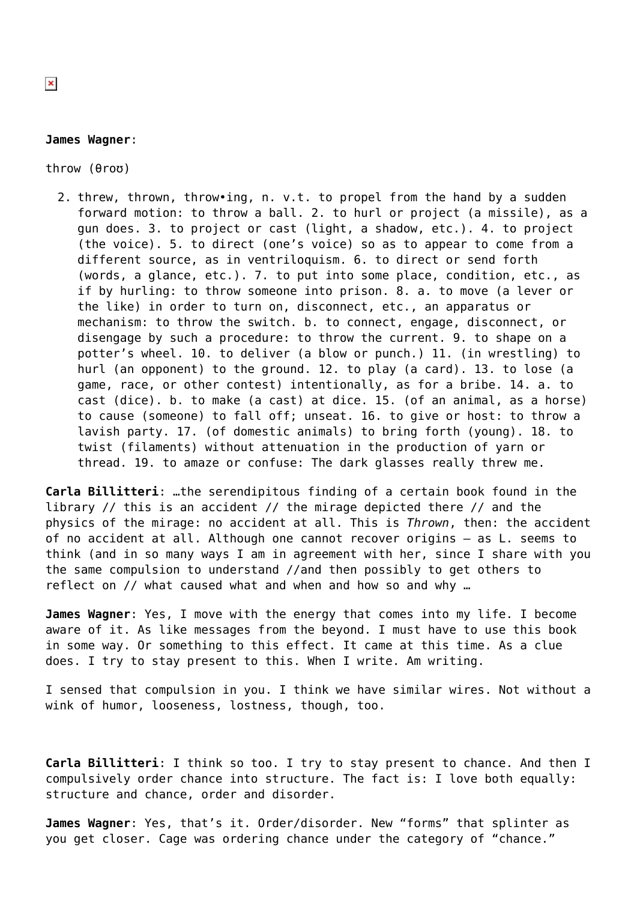**James Wagner**:

throw (θroʊ)

2. threw, thrown, throw•ing, n. v.t. to propel from the hand by a sudden forward motion: to throw a ball. 2. to hurl or project (a missile), as a gun does. 3. to project or cast (light, a shadow, etc.). 4. to project (the voice). 5. to direct (one's voice) so as to appear to come from a different source, as in ventriloquism. 6. to direct or send forth (words, a glance, etc.). 7. to put into some place, condition, etc., as if by hurling: to throw someone into prison. 8. a. to move (a lever or the like) in order to turn on, disconnect, etc., an apparatus or mechanism: to throw the switch. b. to connect, engage, disconnect, or disengage by such a procedure: to throw the current. 9. to shape on a potter's wheel. 10. to deliver (a blow or punch.) 11. (in wrestling) to hurl (an opponent) to the ground. 12. to play (a card). 13. to lose (a game, race, or other contest) intentionally, as for a bribe. 14. a. to cast (dice). b. to make (a cast) at dice. 15. (of an animal, as a horse) to cause (someone) to fall off; unseat. 16. to give or host: to throw a lavish party. 17. (of domestic animals) to bring forth (young). 18. to twist (filaments) without attenuation in the production of yarn or thread. 19. to amaze or confuse: The dark glasses really threw me.

**Carla Billitteri**: …the serendipitous finding of a certain book found in the library // this is an accident // the mirage depicted there // and the physics of the mirage: no accident at all. This is *Thrown*, then: the accident of no accident at all. Although one cannot recover origins – as L. seems to think (and in so many ways I am in agreement with her, since I share with you the same compulsion to understand //and then possibly to get others to reflect on // what caused what and when and how so and why …

**James Wagner**: Yes, I move with the energy that comes into my life. I become aware of it. As like messages from the beyond. I must have to use this book in some way. Or something to this effect. It came at this time. As a clue does. I try to stay present to this. When I write. Am writing.

I sensed that compulsion in you. I think we have similar wires. Not without a wink of humor, looseness, lostness, though, too.

**Carla Billitteri**: I think so too. I try to stay present to chance. And then I compulsively order chance into structure. The fact is: I love both equally: structure and chance, order and disorder.

**James Wagner**: Yes, that's it. Order/disorder. New "forms" that splinter as you get closer. Cage was ordering chance under the category of "chance."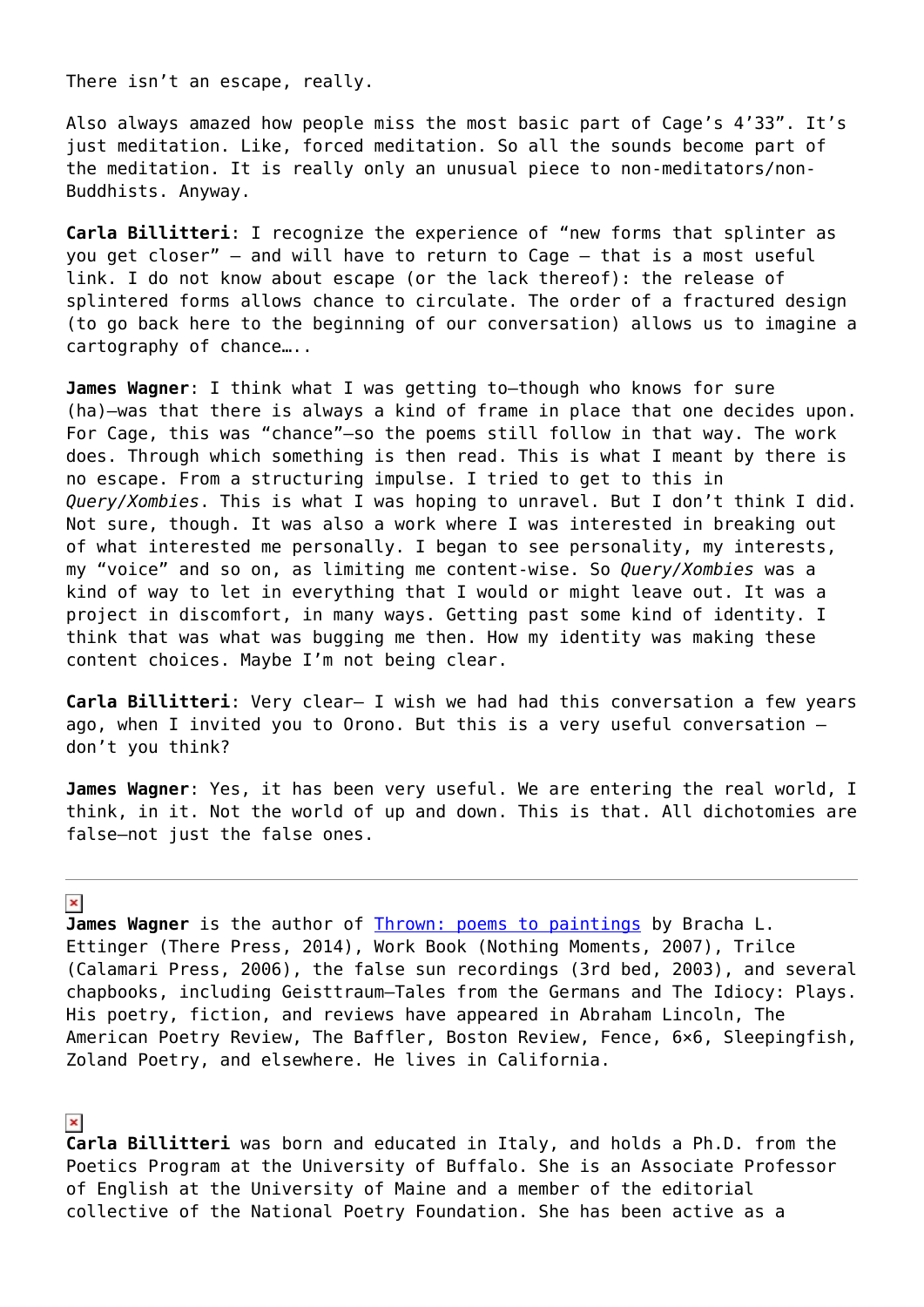There isn't an escape, really.

Also always amazed how people miss the most basic part of Cage's 4'33". It's just meditation. Like, forced meditation. So all the sounds become part of the meditation. It is really only an unusual piece to non-meditators/non-Buddhists. Anyway.

**Carla Billitteri**: I recognize the experience of "new forms that splinter as you get closer" – and will have to return to Cage – that is a most useful link. I do not know about escape (or the lack thereof): the release of splintered forms allows chance to circulate. The order of a fractured design (to go back here to the beginning of our conversation) allows us to imagine a cartography of chance…..

**James Wagner**: I think what I was getting to—though who knows for sure (ha)—was that there is always a kind of frame in place that one decides upon. For Cage, this was "chance"—so the poems still follow in that way. The work does. Through which something is then read. This is what I meant by there is no escape. From a structuring impulse. I tried to get to this in *Query/Xombies*. This is what I was hoping to unravel. But I don't think I did. Not sure, though. It was also a work where I was interested in breaking out of what interested me personally. I began to see personality, my interests, my "voice" and so on, as limiting me content-wise. So *Query/Xombies* was a kind of way to let in everything that I would or might leave out. It was a project in discomfort, in many ways. Getting past some kind of identity. I think that was what was bugging me then. How my identity was making these content choices. Maybe I'm not being clear.

**Carla Billitteri**: Very clear– I wish we had had this conversation a few years ago, when I invited you to Orono. But this is a very useful conversation – don't you think?

**James Wagner**: Yes, it has been very useful. We are entering the real world, I think, in it. Not the world of up and down. This is that. All dichotomies are false—not just the false ones.

---

**James Wagner** is the author of [Thrown: poems to paintings]() by Bracha L. Ettinger (There Press, 2014), Work Book (Nothing Moments, 2007), Trilce (Calamari Press, 2006), the false sun recordings (3rd bed, 2003), and several chapbooks, including Geisttraum—Tales from the Germans and The Idiocy: Plays. His poetry, fiction, and reviews have appeared in Abraham Lincoln, The American Poetry Review, The Baffler, Boston Review, Fence, 6×6, Sleepingfish, Zoland Poetry, and elsewhere. He lives in California.

**Carla Billitteri** was born and educated in Italy, and holds a Ph.D. from the Poetics Program at the University of Buffalo. She is an Associate Professor of English at the University of Maine and a member of the editorial collective of the National Poetry Foundation. She has been active as a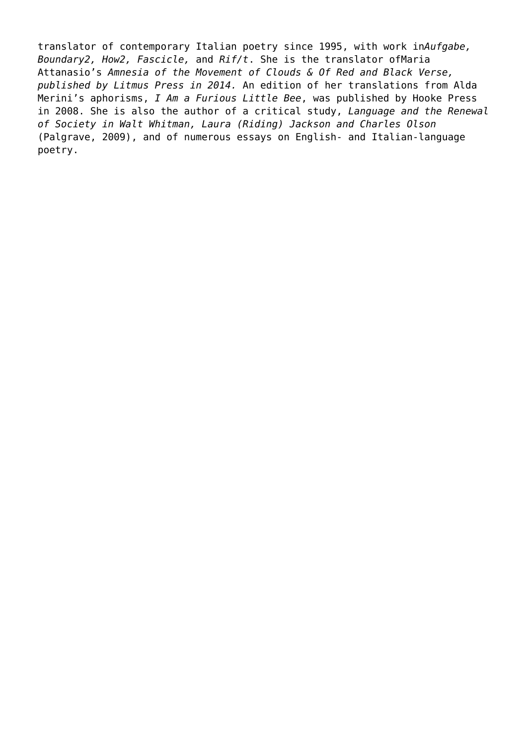translator of contemporary Italian poetry since 1995, with work in*Aufgabe, Boundary2, How2, Fascicle*, and *Rif/t*. She is the translator ofMaria Attanasio's *Amnesia of the Movement of Clouds & Of Red and Black Verse, published by Litmus Press in 2014.* An edition of her translations from Alda Merini's aphorisms, *I Am a Furious Little Bee*, was published by Hooke Press in 2008. She is also the author of a critical study, *Language and the Renewal of Society in Walt Whitman, Laura (Riding) Jackson and Charles Olson* (Palgrave, 2009), and of numerous essays on English- and Italian-language poetry.